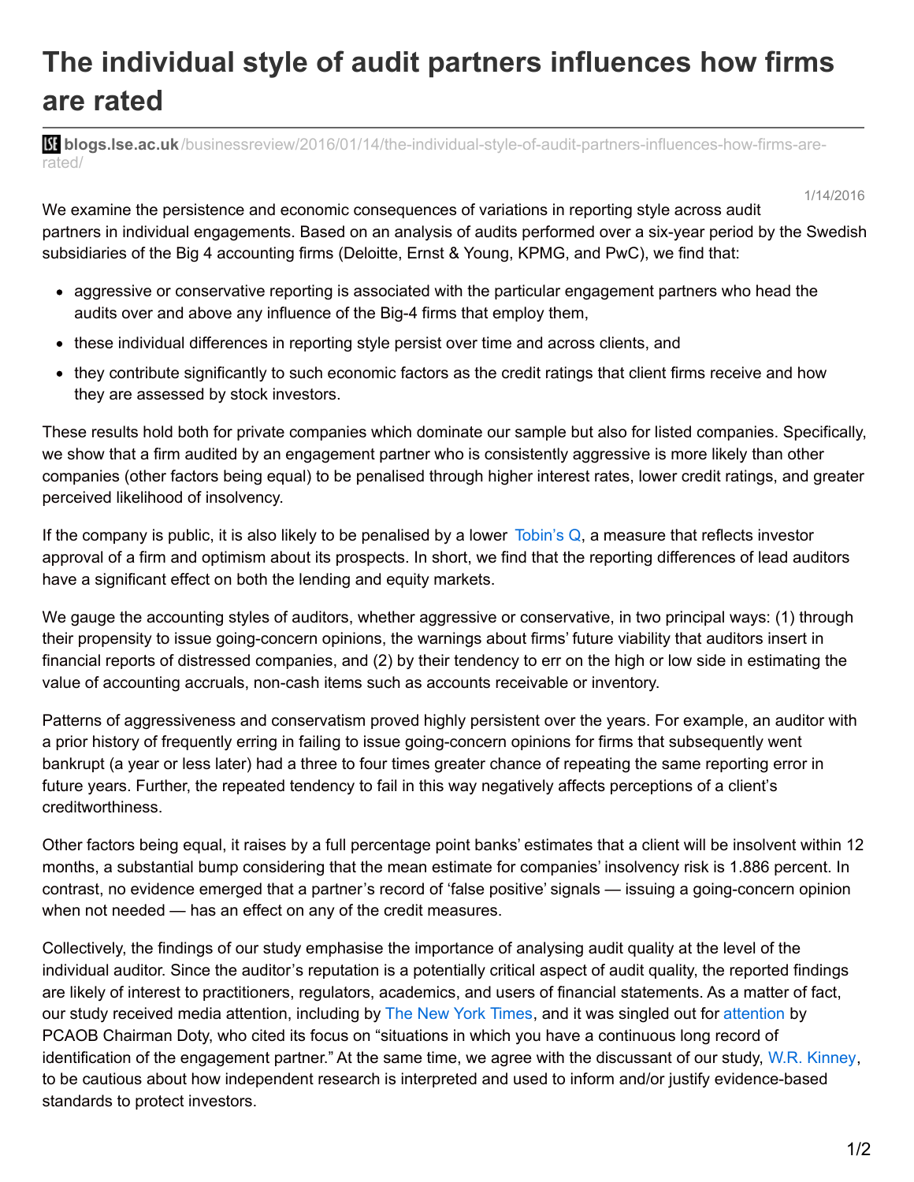# The individual style of audit partners influences how firms are rated

**blogs.lse.ac.uk**/businessreview/2016/01/14/the-individual-style-of-audit-partners-influences-how-firms-are-rated/

1/14/2016

We examine the persistence and economic consequences of variations in reporting style across audit partners in individual engagements. Based on an analysis of audits performed over a six-year period by the Swedish subsidiaries of the Big 4 accounting firms (Deloitte, Ernst & Young, KPMG, and PwC), we find that:

- aggressive or conservative reporting is associated with the particular engagement partners who head the audits over and above any influence of the Big-4 firms that employ them,
- these individual differences in reporting style persist over time and across clients, and
- they contribute significantly to such economic factors as the credit ratings that client firms receive and how they are assessed by stock investors.

These results hold both for private companies which dominate our sample but also for listed companies. Specifically, we show that a firm audited by an engagement partner who is consistently aggressive is more likely than other companies (other factors being equal) to be penalised through higher interest rates, lower credit ratings, and greater perceived likelihood of insolvency.

If the company is public, it is also likely to be penalised by a lower Tobin's Q, a measure that reflects investor approval of a firm and optimism about its prospects. In short, we find that the reporting differences of lead auditors have a significant effect on both the lending and equity markets.

We gauge the accounting styles of auditors, whether aggressive or conservative, in two principal ways: (1) through their propensity to issue going-concern opinions, the warnings about firms' future viability that auditors insert in financial reports of distressed companies, and (2) by their tendency to err on the high or low side in estimating the value of accounting accruals, non-cash items such as accounts receivable or inventory.

Patterns of aggressiveness and conservatism proved highly persistent over the years. For example, an auditor with a prior history of frequently erring in failing to issue going-concern opinions for firms that subsequently went bankrupt (a year or less later) had a three to four times greater chance of repeating the same reporting error in future years. Further, the repeated tendency to fail in this way negatively affects perceptions of a client's creditworthiness.

Other factors being equal, it raises by a full percentage point banks' estimates that a client will be insolvent within 12 months, a substantial bump considering that the mean estimate for companies' insolvency risk is 1.886 percent. In contrast, no evidence emerged that a partner's record of 'false positive' signals — issuing a going-concern opinion when not needed — has an effect on any of the credit measures.

Collectively, the findings of our study emphasise the importance of analysing audit quality at the level of the individual auditor. Since the auditor's reputation is a potentially critical aspect of audit quality, the reported findings are likely of interest to practitioners, regulators, academics, and users of financial statements. As a matter of fact, our study received media attention, including by The New York Times, and it was singled out for attention by PCAOB Chairman Doty, who cited its focus on "situations in which you have a continuous long record of identification of the engagement partner." At the same time, we agree with the discussant of our study, W.R. Kinney, to be cautious about how independent research is interpreted and used to inform and/or justify evidence-based standards to protect investors.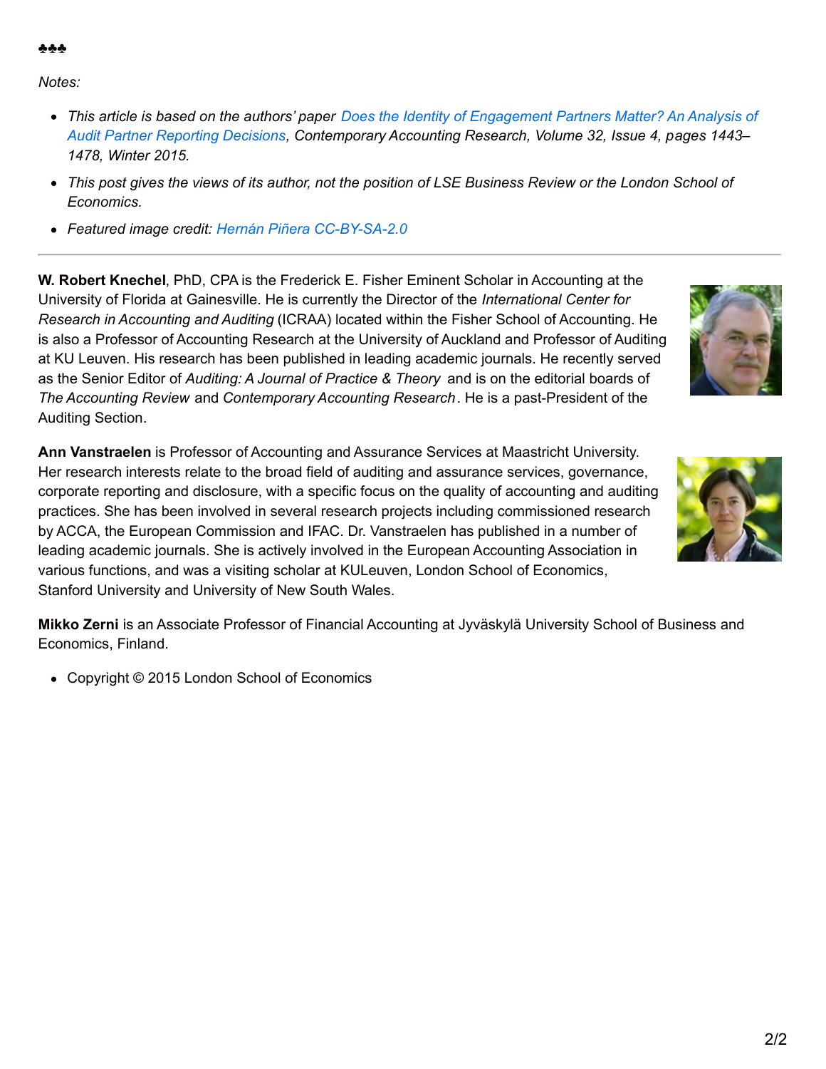♣♣♣

*Notes:*

- *This article is based on the authors' paper Does the Identity of Engagement Partners Matter? An Analysis of Audit Partner Reporting Decisions, Contemporary Accounting Research, Volume 32, Issue 4, pages 1443–1478, Winter 2015.*
- *This post gives the views of its author, not the position of LSE Business Review or the London School of Economics.*
- *Featured image credit: Hernán Piñera CC-BY-SA-2.0*

---

**W. Robert Knechel**, PhD, CPA is the Frederick E. Fisher Eminent Scholar in Accounting at the University of Florida at Gainesville. He is currently the Director of the *International Center for Research in Accounting and Auditing* (ICRAA) located within the Fisher School of Accounting. He is also a Professor of Accounting Research at the University of Auckland and Professor of Auditing at KU Leuven. His research has been published in leading academic journals. He recently served as the Senior Editor of *Auditing: A Journal of Practice & Theory* and is on the editorial boards of *The Accounting Review* and *Contemporary Accounting Research*. He is a past-President of the Auditing Section.

**Ann Vanstraelen** is Professor of Accounting and Assurance Services at Maastricht University. Her research interests relate to the broad field of auditing and assurance services, governance, corporate reporting and disclosure, with a specific focus on the quality of accounting and auditing practices. She has been involved in several research projects including commissioned research by ACCA, the European Commission and IFAC. Dr. Vanstraelen has published in a number of leading academic journals. She is actively involved in the European Accounting Association in various functions, and was a visiting scholar at KULeuven, London School of Economics, Stanford University and University of New South Wales.

**Mikko Zerni** is an Associate Professor of Financial Accounting at Jyväskylä University School of Business and Economics, Finland.

- Copyright © 2015 London School of Economics